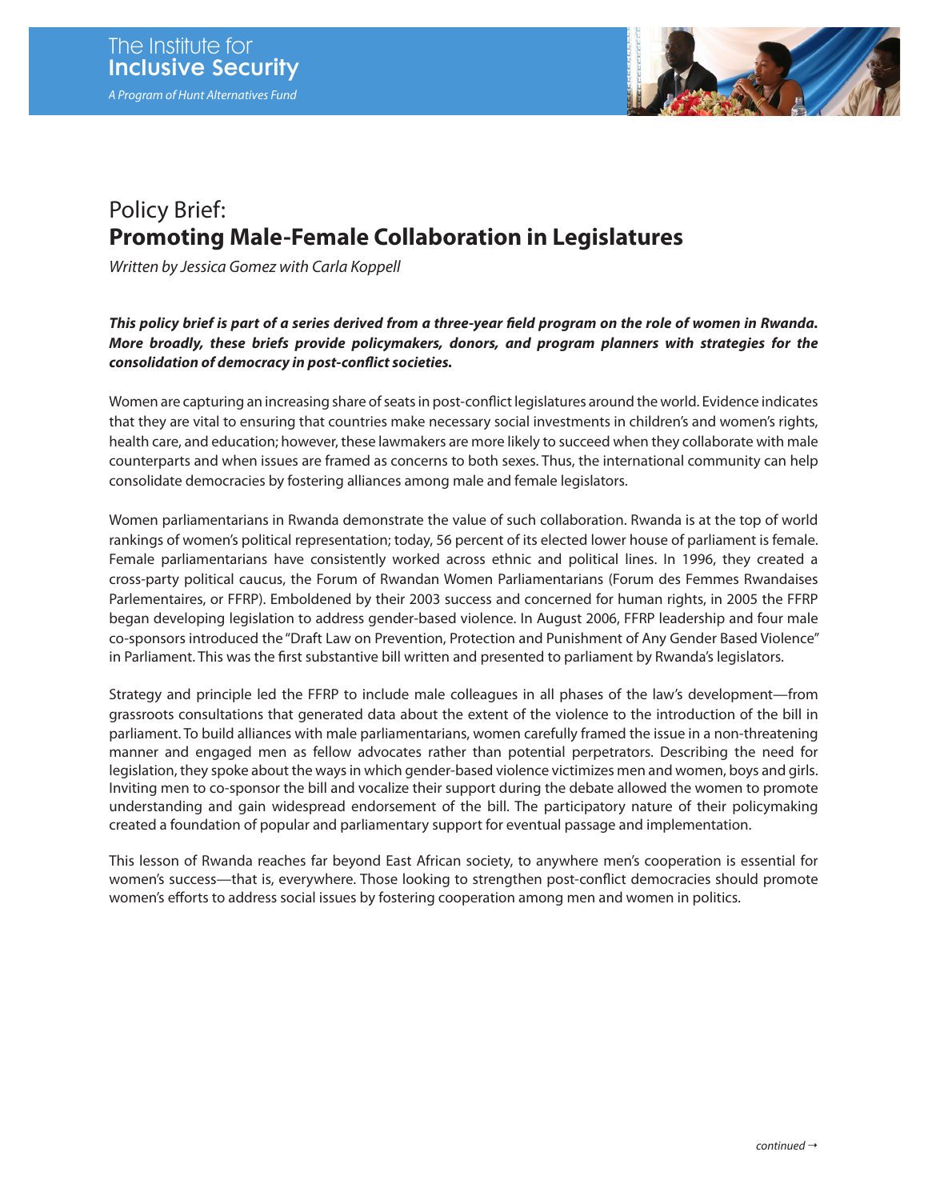The Institute for
**Inclusive Security**

*A Program of Hunt Alternatives Fund*

# Policy Brief:
# **Promoting Male-Female Collaboration in Legislatures**

*Written by Jessica Gomez with Carla Koppell*

***This policy brief is part of a series derived from a three-year field program on the role of women in Rwanda. More broadly, these briefs provide policymakers, donors, and program planners with strategies for the consolidation of democracy in post-conflict societies.***

Women are capturing an increasing share of seats in post-conflict legislatures around the world. Evidence indicates that they are vital to ensuring that countries make necessary social investments in children's and women's rights, health care, and education; however, these lawmakers are more likely to succeed when they collaborate with male counterparts and when issues are framed as concerns to both sexes. Thus, the international community can help consolidate democracies by fostering alliances among male and female legislators.

Women parliamentarians in Rwanda demonstrate the value of such collaboration. Rwanda is at the top of world rankings of women's political representation; today, 56 percent of its elected lower house of parliament is female. Female parliamentarians have consistently worked across ethnic and political lines. In 1996, they created a cross-party political caucus, the Forum of Rwandan Women Parliamentarians (Forum des Femmes Rwandaises Parlementaires, or FFRP). Emboldened by their 2003 success and concerned for human rights, in 2005 the FFRP began developing legislation to address gender-based violence. In August 2006, FFRP leadership and four male co-sponsors introduced the "Draft Law on Prevention, Protection and Punishment of Any Gender Based Violence" in Parliament. This was the first substantive bill written and presented to parliament by Rwanda's legislators.

Strategy and principle led the FFRP to include male colleagues in all phases of the law's development—from grassroots consultations that generated data about the extent of the violence to the introduction of the bill in parliament. To build alliances with male parliamentarians, women carefully framed the issue in a non-threatening manner and engaged men as fellow advocates rather than potential perpetrators. Describing the need for legislation, they spoke about the ways in which gender-based violence victimizes men and women, boys and girls. Inviting men to co-sponsor the bill and vocalize their support during the debate allowed the women to promote understanding and gain widespread endorsement of the bill. The participatory nature of their policymaking created a foundation of popular and parliamentary support for eventual passage and implementation.

This lesson of Rwanda reaches far beyond East African society, to anywhere men's cooperation is essential for women's success—that is, everywhere. Those looking to strengthen post-conflict democracies should promote women's efforts to address social issues by fostering cooperation among men and women in politics.

*continued →*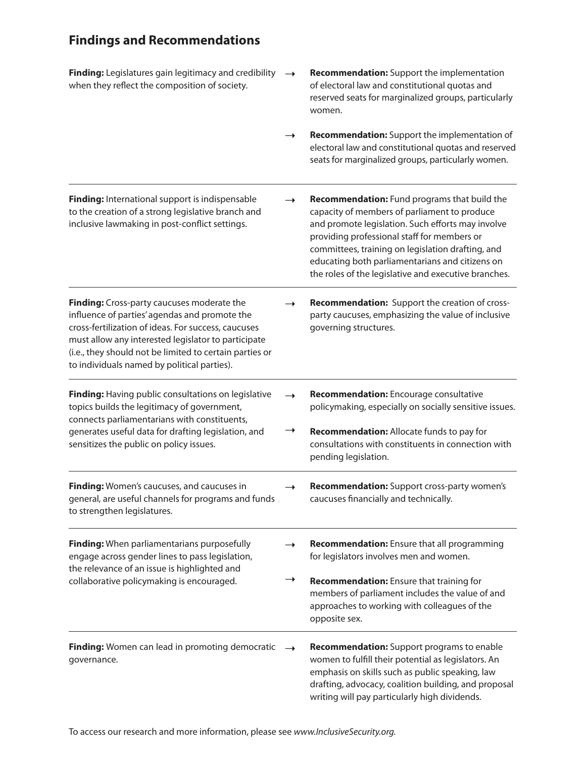## Findings and Recommendations

**Finding:** Legislatures gain legitimacy and credibility when they reflect the composition of society.

→ **Recommendation:** Support the implementation of electoral law and constitutional quotas and reserved seats for marginalized groups, particularly women.

→ **Recommendation:** Support the implementation of electoral law and constitutional quotas and reserved seats for marginalized groups, particularly women.

---

**Finding:** International support is indispensable to the creation of a strong legislative branch and inclusive lawmaking in post-conflict settings.

→ **Recommendation:** Fund programs that build the capacity of members of parliament to produce and promote legislation. Such efforts may involve providing professional staff for members or committees, training on legislation drafting, and educating both parliamentarians and citizens on the roles of the legislative and executive branches.

---

**Finding:** Cross-party caucuses moderate the influence of parties' agendas and promote the cross-fertilization of ideas. For success, caucuses must allow any interested legislator to participate (i.e., they should not be limited to certain parties or to individuals named by political parties).

→ **Recommendation:** Support the creation of cross-party caucuses, emphasizing the value of inclusive governing structures.

---

**Finding:** Having public consultations on legislative topics builds the legitimacy of government, connects parliamentarians with constituents, generates useful data for drafting legislation, and sensitizes the public on policy issues.

→ **Recommendation:** Encourage consultative policymaking, especially on socially sensitive issues.

→ **Recommendation:** Allocate funds to pay for consultations with constituents in connection with pending legislation.

---

**Finding:** Women's caucuses, and caucuses in general, are useful channels for programs and funds to strengthen legislatures.

→ **Recommendation:** Support cross-party women's caucuses financially and technically.

---

**Finding:** When parliamentarians purposefully engage across gender lines to pass legislation, the relevance of an issue is highlighted and collaborative policymaking is encouraged.

→ **Recommendation:** Ensure that all programming for legislators involves men and women.

→ **Recommendation:** Ensure that training for members of parliament includes the value of and approaches to working with colleagues of the opposite sex.

---

**Finding:** Women can lead in promoting democratic governance.

→ **Recommendation:** Support programs to enable women to fulfill their potential as legislators. An emphasis on skills such as public speaking, law drafting, advocacy, coalition building, and proposal writing will pay particularly high dividends.

To access our research and more information, please see *www.InclusiveSecurity.org.*